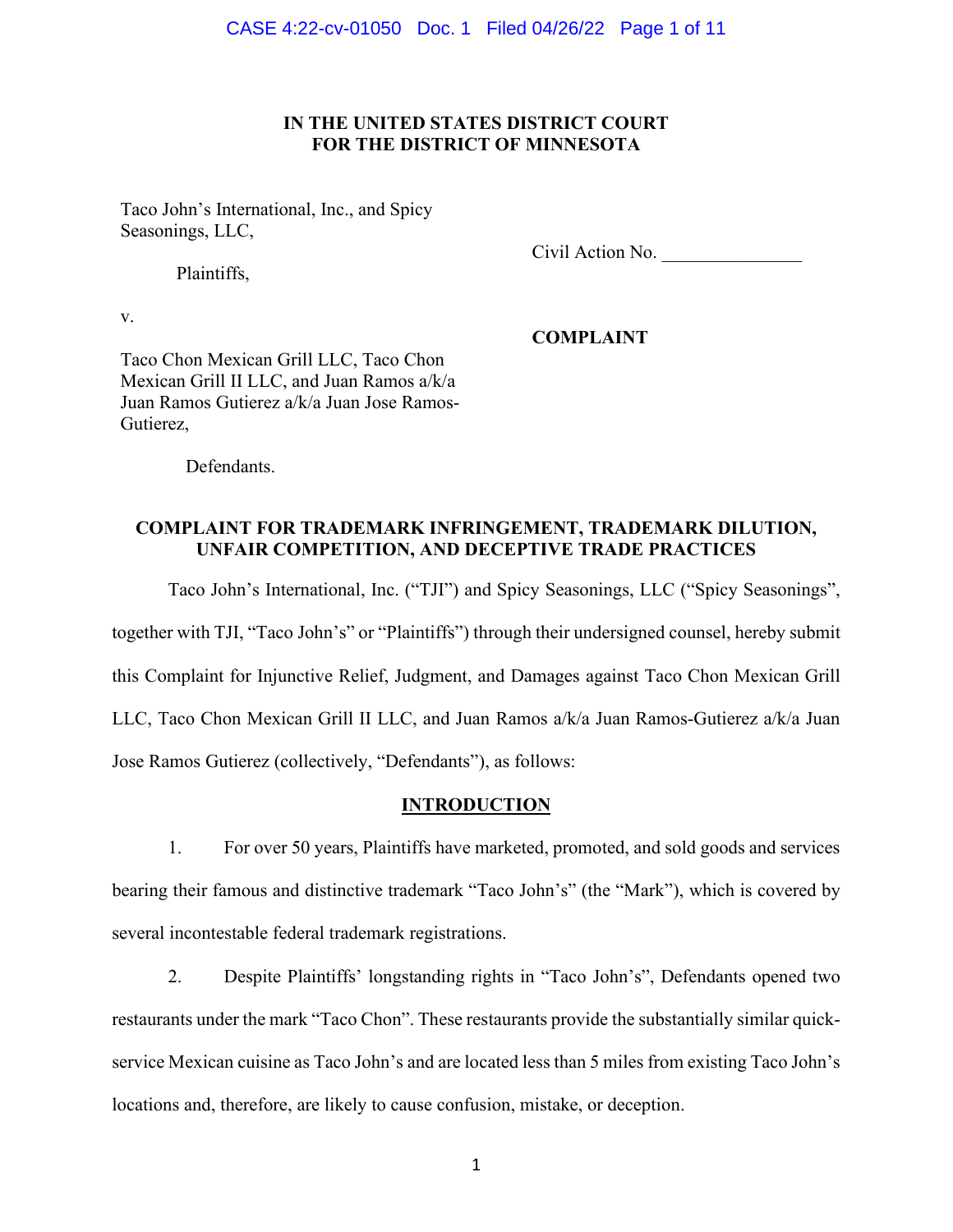**IN THE UNITED STATES DISTRICT COURT**
**FOR THE DISTRICT OF MINNESOTA**

Taco John's International, Inc., and Spicy Seasonings, LLC,

Plaintiffs,

v.

Taco Chon Mexican Grill LLC, Taco Chon Mexican Grill II LLC, and Juan Ramos a/k/a Juan Ramos Gutierez a/k/a Juan Jose Ramos-Gutierez,

Defendants.

Civil Action No. _______________

**COMPLAINT**

## COMPLAINT FOR TRADEMARK INFRINGEMENT, TRADEMARK DILUTION, UNFAIR COMPETITION, AND DECEPTIVE TRADE PRACTICES

Taco John's International, Inc. ("TJI") and Spicy Seasonings, LLC ("Spicy Seasonings", together with TJI, "Taco John's" or "Plaintiffs") through their undersigned counsel, hereby submit this Complaint for Injunctive Relief, Judgment, and Damages against Taco Chon Mexican Grill LLC, Taco Chon Mexican Grill II LLC, and Juan Ramos a/k/a Juan Ramos-Gutierez a/k/a Juan Jose Ramos Gutierez (collectively, "Defendants"), as follows:

## INTRODUCTION

1. For over 50 years, Plaintiffs have marketed, promoted, and sold goods and services bearing their famous and distinctive trademark "Taco John's" (the "Mark"), which is covered by several incontestable federal trademark registrations.

2. Despite Plaintiffs' longstanding rights in "Taco John's", Defendants opened two restaurants under the mark "Taco Chon". These restaurants provide the substantially similar quick-service Mexican cuisine as Taco John's and are located less than 5 miles from existing Taco John's locations and, therefore, are likely to cause confusion, mistake, or deception.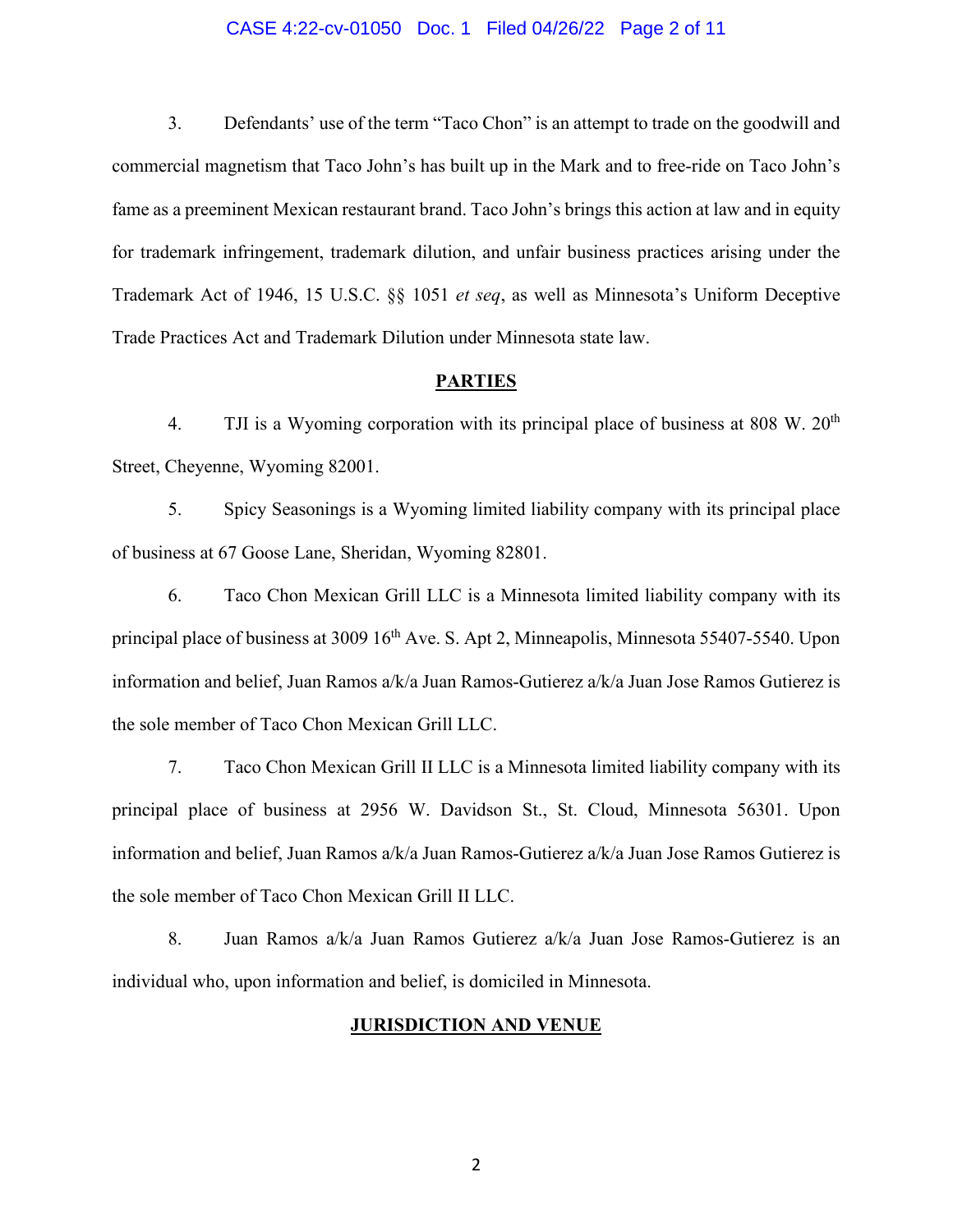3. Defendants' use of the term "Taco Chon" is an attempt to trade on the goodwill and commercial magnetism that Taco John's has built up in the Mark and to free-ride on Taco John's fame as a preeminent Mexican restaurant brand. Taco John's brings this action at law and in equity for trademark infringement, trademark dilution, and unfair business practices arising under the Trademark Act of 1946, 15 U.S.C. §§ 1051 *et seq*, as well as Minnesota's Uniform Deceptive Trade Practices Act and Trademark Dilution under Minnesota state law.

## PARTIES

4. TJI is a Wyoming corporation with its principal place of business at 808 W. 20th Street, Cheyenne, Wyoming 82001.

5. Spicy Seasonings is a Wyoming limited liability company with its principal place of business at 67 Goose Lane, Sheridan, Wyoming 82801.

6. Taco Chon Mexican Grill LLC is a Minnesota limited liability company with its principal place of business at 3009 16th Ave. S. Apt 2, Minneapolis, Minnesota 55407-5540. Upon information and belief, Juan Ramos a/k/a Juan Ramos-Gutierez a/k/a Juan Jose Ramos Gutierez is the sole member of Taco Chon Mexican Grill LLC.

7. Taco Chon Mexican Grill II LLC is a Minnesota limited liability company with its principal place of business at 2956 W. Davidson St., St. Cloud, Minnesota 56301. Upon information and belief, Juan Ramos a/k/a Juan Ramos-Gutierez a/k/a Juan Jose Ramos Gutierez is the sole member of Taco Chon Mexican Grill II LLC.

8. Juan Ramos a/k/a Juan Ramos Gutierez a/k/a Juan Jose Ramos-Gutierez is an individual who, upon information and belief, is domiciled in Minnesota.

## JURISDICTION AND VENUE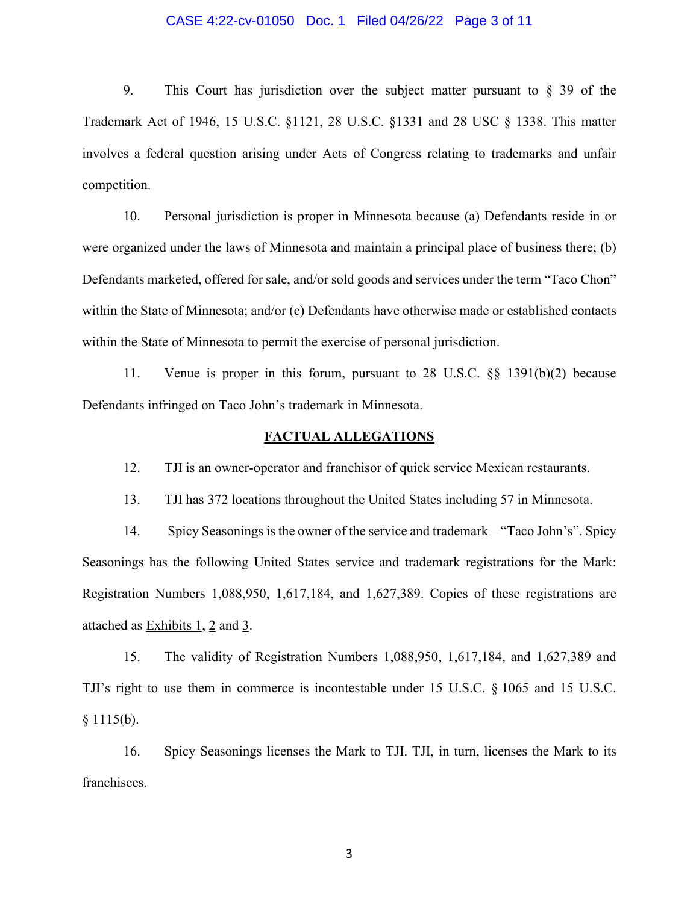9. This Court has jurisdiction over the subject matter pursuant to § 39 of the Trademark Act of 1946, 15 U.S.C. §1121, 28 U.S.C. §1331 and 28 USC § 1338. This matter involves a federal question arising under Acts of Congress relating to trademarks and unfair competition.

10. Personal jurisdiction is proper in Minnesota because (a) Defendants reside in or were organized under the laws of Minnesota and maintain a principal place of business there; (b) Defendants marketed, offered for sale, and/or sold goods and services under the term "Taco Chon" within the State of Minnesota; and/or (c) Defendants have otherwise made or established contacts within the State of Minnesota to permit the exercise of personal jurisdiction.

11. Venue is proper in this forum, pursuant to 28 U.S.C. §§ 1391(b)(2) because Defendants infringed on Taco John's trademark in Minnesota.

## FACTUAL ALLEGATIONS

12. TJI is an owner-operator and franchisor of quick service Mexican restaurants.

13. TJI has 372 locations throughout the United States including 57 in Minnesota.

14. Spicy Seasonings is the owner of the service and trademark – "Taco John's". Spicy Seasonings has the following United States service and trademark registrations for the Mark: Registration Numbers 1,088,950, 1,617,184, and 1,627,389. Copies of these registrations are attached as Exhibits 1, 2 and 3.

15. The validity of Registration Numbers 1,088,950, 1,617,184, and 1,627,389 and TJI's right to use them in commerce is incontestable under 15 U.S.C. § 1065 and 15 U.S.C. § 1115(b).

16. Spicy Seasonings licenses the Mark to TJI. TJI, in turn, licenses the Mark to its franchisees.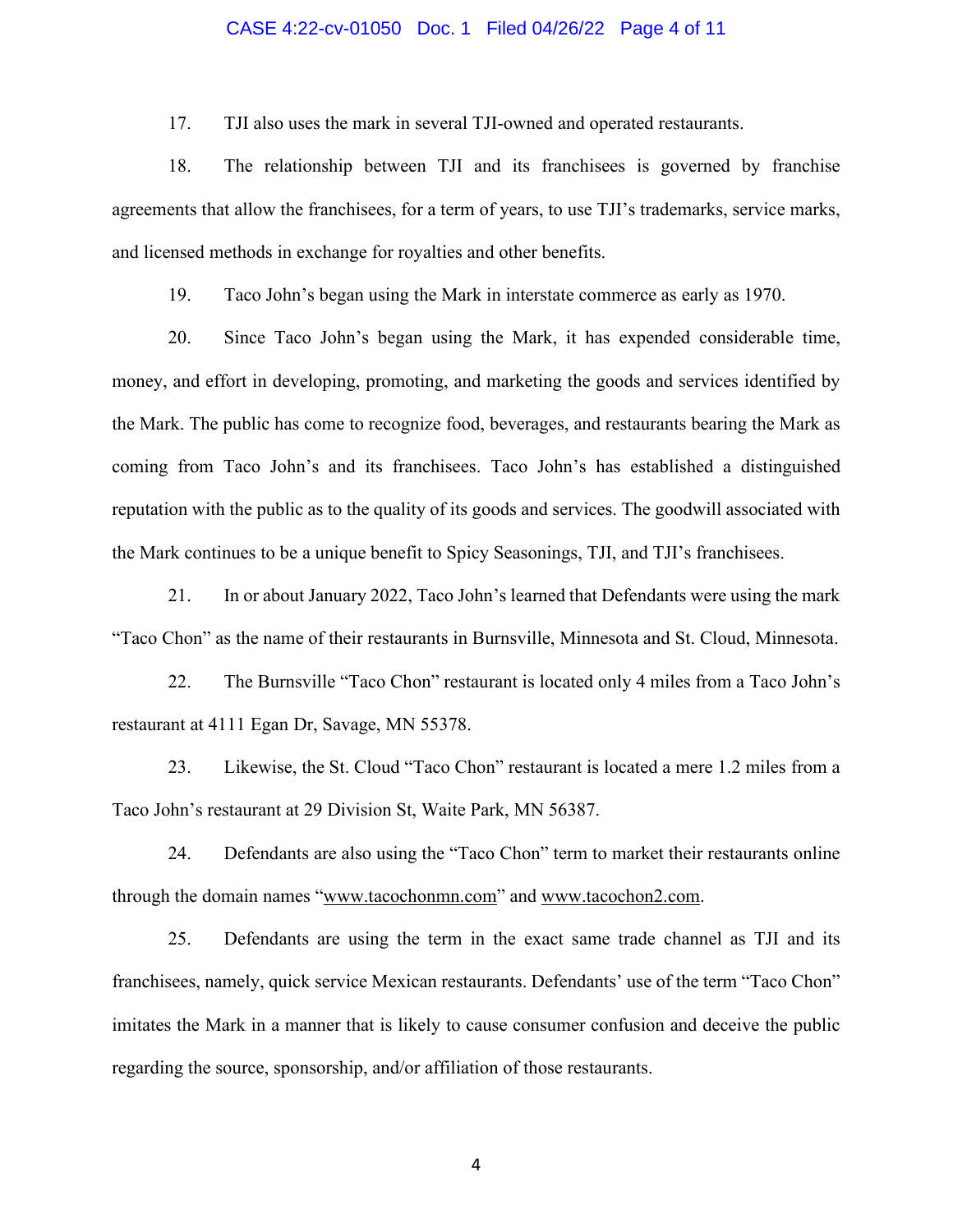17. TJI also uses the mark in several TJI-owned and operated restaurants.

18. The relationship between TJI and its franchisees is governed by franchise agreements that allow the franchisees, for a term of years, to use TJI's trademarks, service marks, and licensed methods in exchange for royalties and other benefits.

19. Taco John's began using the Mark in interstate commerce as early as 1970.

20. Since Taco John's began using the Mark, it has expended considerable time, money, and effort in developing, promoting, and marketing the goods and services identified by the Mark. The public has come to recognize food, beverages, and restaurants bearing the Mark as coming from Taco John's and its franchisees. Taco John's has established a distinguished reputation with the public as to the quality of its goods and services. The goodwill associated with the Mark continues to be a unique benefit to Spicy Seasonings, TJI, and TJI's franchisees.

21. In or about January 2022, Taco John's learned that Defendants were using the mark "Taco Chon" as the name of their restaurants in Burnsville, Minnesota and St. Cloud, Minnesota.

22. The Burnsville "Taco Chon" restaurant is located only 4 miles from a Taco John's restaurant at 4111 Egan Dr, Savage, MN 55378.

23. Likewise, the St. Cloud "Taco Chon" restaurant is located a mere 1.2 miles from a Taco John's restaurant at 29 Division St, Waite Park, MN 56387.

24. Defendants are also using the "Taco Chon" term to market their restaurants online through the domain names "www.tacochonmn.com" and www.tacochon2.com.

25. Defendants are using the term in the exact same trade channel as TJI and its franchisees, namely, quick service Mexican restaurants. Defendants' use of the term "Taco Chon" imitates the Mark in a manner that is likely to cause consumer confusion and deceive the public regarding the source, sponsorship, and/or affiliation of those restaurants.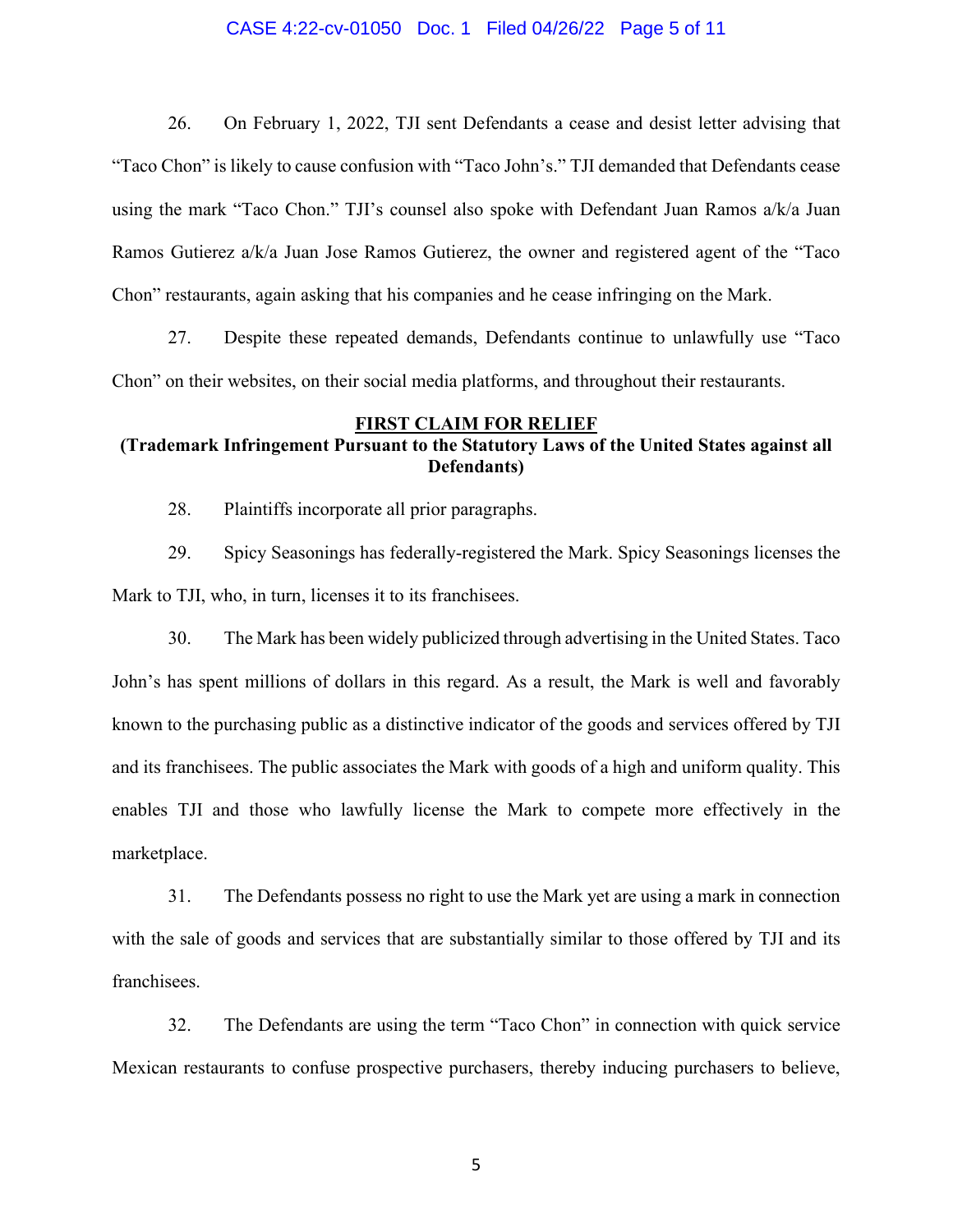26. On February 1, 2022, TJI sent Defendants a cease and desist letter advising that "Taco Chon" is likely to cause confusion with "Taco John's." TJI demanded that Defendants cease using the mark "Taco Chon." TJI's counsel also spoke with Defendant Juan Ramos a/k/a Juan Ramos Gutierez a/k/a Juan Jose Ramos Gutierez, the owner and registered agent of the "Taco Chon" restaurants, again asking that his companies and he cease infringing on the Mark.

27. Despite these repeated demands, Defendants continue to unlawfully use "Taco Chon" on their websites, on their social media platforms, and throughout their restaurants.

**FIRST CLAIM FOR RELIEF**

**(Trademark Infringement Pursuant to the Statutory Laws of the United States against all Defendants)**

28. Plaintiffs incorporate all prior paragraphs.

29. Spicy Seasonings has federally-registered the Mark. Spicy Seasonings licenses the Mark to TJI, who, in turn, licenses it to its franchisees.

30. The Mark has been widely publicized through advertising in the United States. Taco John's has spent millions of dollars in this regard. As a result, the Mark is well and favorably known to the purchasing public as a distinctive indicator of the goods and services offered by TJI and its franchisees. The public associates the Mark with goods of a high and uniform quality. This enables TJI and those who lawfully license the Mark to compete more effectively in the marketplace.

31. The Defendants possess no right to use the Mark yet are using a mark in connection with the sale of goods and services that are substantially similar to those offered by TJI and its franchisees.

32. The Defendants are using the term "Taco Chon" in connection with quick service Mexican restaurants to confuse prospective purchasers, thereby inducing purchasers to believe,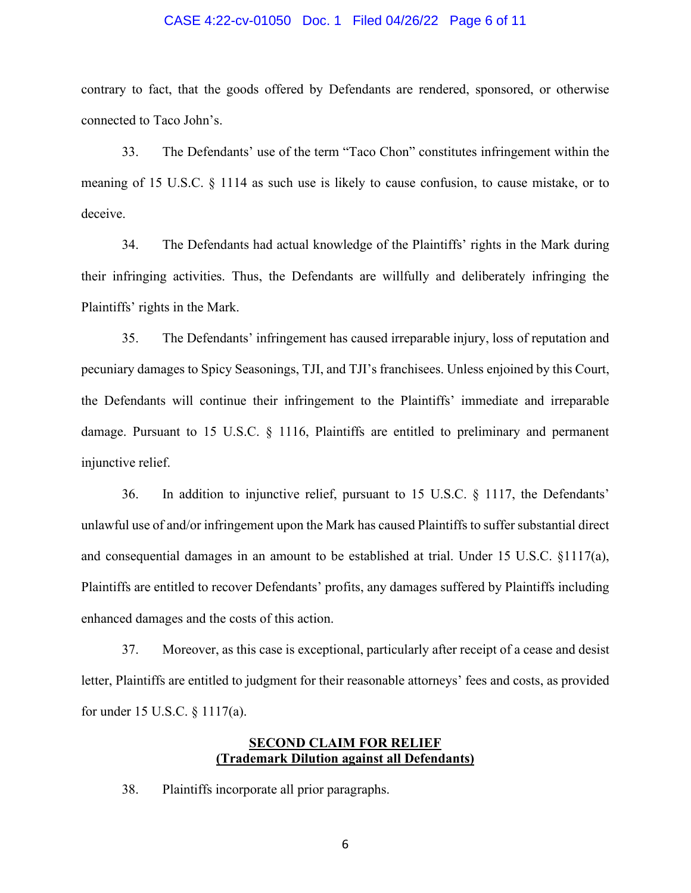contrary to fact, that the goods offered by Defendants are rendered, sponsored, or otherwise connected to Taco John's.

33. The Defendants' use of the term "Taco Chon" constitutes infringement within the meaning of 15 U.S.C. § 1114 as such use is likely to cause confusion, to cause mistake, or to deceive.

34. The Defendants had actual knowledge of the Plaintiffs' rights in the Mark during their infringing activities. Thus, the Defendants are willfully and deliberately infringing the Plaintiffs' rights in the Mark.

35. The Defendants' infringement has caused irreparable injury, loss of reputation and pecuniary damages to Spicy Seasonings, TJI, and TJI's franchisees. Unless enjoined by this Court, the Defendants will continue their infringement to the Plaintiffs' immediate and irreparable damage. Pursuant to 15 U.S.C. § 1116, Plaintiffs are entitled to preliminary and permanent injunctive relief.

36. In addition to injunctive relief, pursuant to 15 U.S.C. § 1117, the Defendants' unlawful use of and/or infringement upon the Mark has caused Plaintiffs to suffer substantial direct and consequential damages in an amount to be established at trial. Under 15 U.S.C. §1117(a), Plaintiffs are entitled to recover Defendants' profits, any damages suffered by Plaintiffs including enhanced damages and the costs of this action.

37. Moreover, as this case is exceptional, particularly after receipt of a cease and desist letter, Plaintiffs are entitled to judgment for their reasonable attorneys' fees and costs, as provided for under 15 U.S.C. § 1117(a).

## SECOND CLAIM FOR RELIEF
## (Trademark Dilution against all Defendants)

38. Plaintiffs incorporate all prior paragraphs.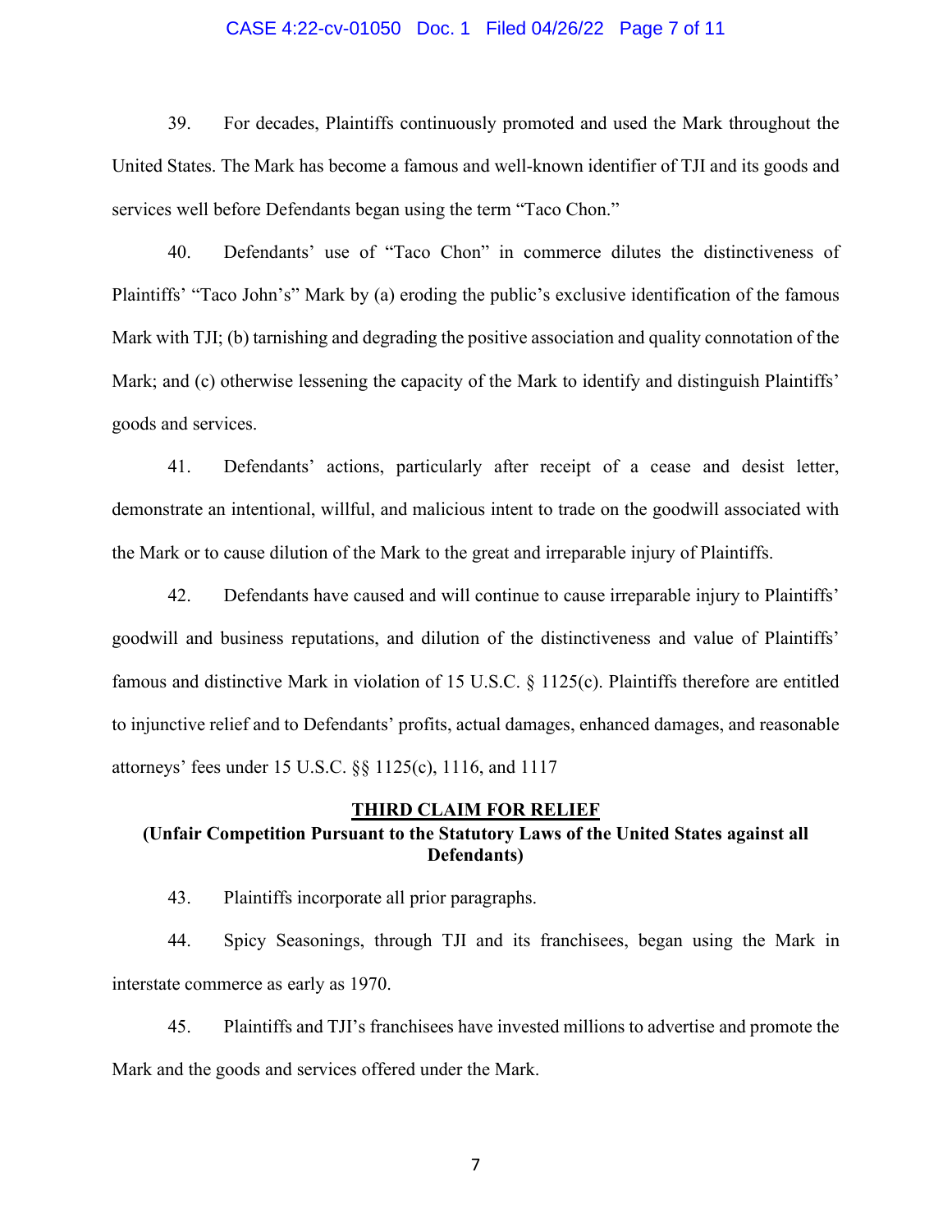39. For decades, Plaintiffs continuously promoted and used the Mark throughout the United States. The Mark has become a famous and well-known identifier of TJI and its goods and services well before Defendants began using the term "Taco Chon."

40. Defendants' use of "Taco Chon" in commerce dilutes the distinctiveness of Plaintiffs' "Taco John's" Mark by (a) eroding the public's exclusive identification of the famous Mark with TJI; (b) tarnishing and degrading the positive association and quality connotation of the Mark; and (c) otherwise lessening the capacity of the Mark to identify and distinguish Plaintiffs' goods and services.

41. Defendants' actions, particularly after receipt of a cease and desist letter, demonstrate an intentional, willful, and malicious intent to trade on the goodwill associated with the Mark or to cause dilution of the Mark to the great and irreparable injury of Plaintiffs.

42. Defendants have caused and will continue to cause irreparable injury to Plaintiffs' goodwill and business reputations, and dilution of the distinctiveness and value of Plaintiffs' famous and distinctive Mark in violation of 15 U.S.C. § 1125(c). Plaintiffs therefore are entitled to injunctive relief and to Defendants' profits, actual damages, enhanced damages, and reasonable attorneys' fees under 15 U.S.C. §§ 1125(c), 1116, and 1117

## THIRD CLAIM FOR RELIEF

**(Unfair Competition Pursuant to the Statutory Laws of the United States against all Defendants)**

43. Plaintiffs incorporate all prior paragraphs.

44. Spicy Seasonings, through TJI and its franchisees, began using the Mark in interstate commerce as early as 1970.

45. Plaintiffs and TJI's franchisees have invested millions to advertise and promote the Mark and the goods and services offered under the Mark.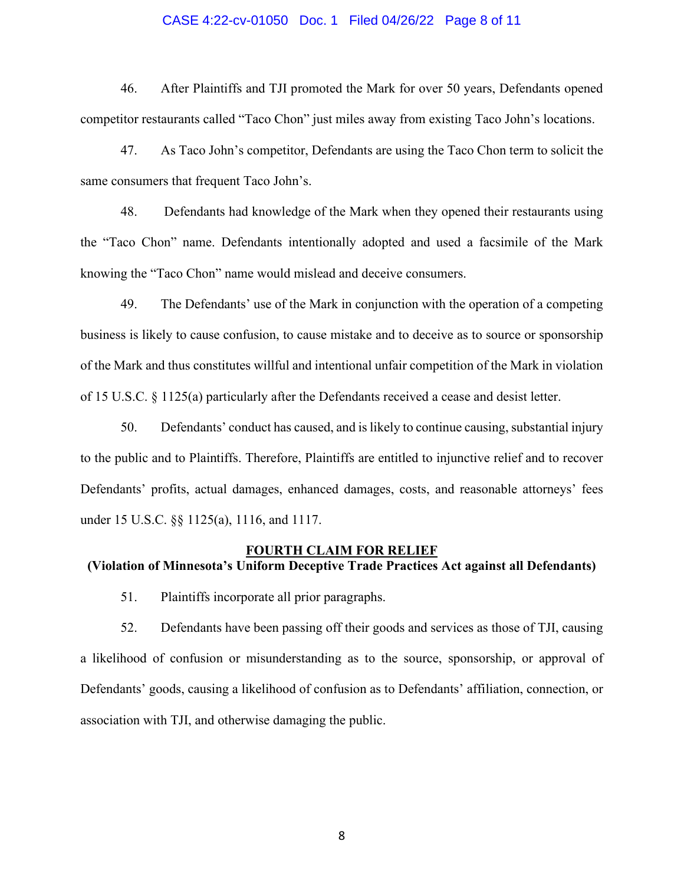46. After Plaintiffs and TJI promoted the Mark for over 50 years, Defendants opened competitor restaurants called "Taco Chon" just miles away from existing Taco John's locations.

47. As Taco John's competitor, Defendants are using the Taco Chon term to solicit the same consumers that frequent Taco John's.

48. Defendants had knowledge of the Mark when they opened their restaurants using the "Taco Chon" name. Defendants intentionally adopted and used a facsimile of the Mark knowing the "Taco Chon" name would mislead and deceive consumers.

49. The Defendants' use of the Mark in conjunction with the operation of a competing business is likely to cause confusion, to cause mistake and to deceive as to source or sponsorship of the Mark and thus constitutes willful and intentional unfair competition of the Mark in violation of 15 U.S.C. § 1125(a) particularly after the Defendants received a cease and desist letter.

50. Defendants' conduct has caused, and is likely to continue causing, substantial injury to the public and to Plaintiffs. Therefore, Plaintiffs are entitled to injunctive relief and to recover Defendants' profits, actual damages, enhanced damages, costs, and reasonable attorneys' fees under 15 U.S.C. §§ 1125(a), 1116, and 1117.

## FOURTH CLAIM FOR RELIEF

**(Violation of Minnesota's Uniform Deceptive Trade Practices Act against all Defendants)**

51. Plaintiffs incorporate all prior paragraphs.

52. Defendants have been passing off their goods and services as those of TJI, causing a likelihood of confusion or misunderstanding as to the source, sponsorship, or approval of Defendants' goods, causing a likelihood of confusion as to Defendants' affiliation, connection, or association with TJI, and otherwise damaging the public.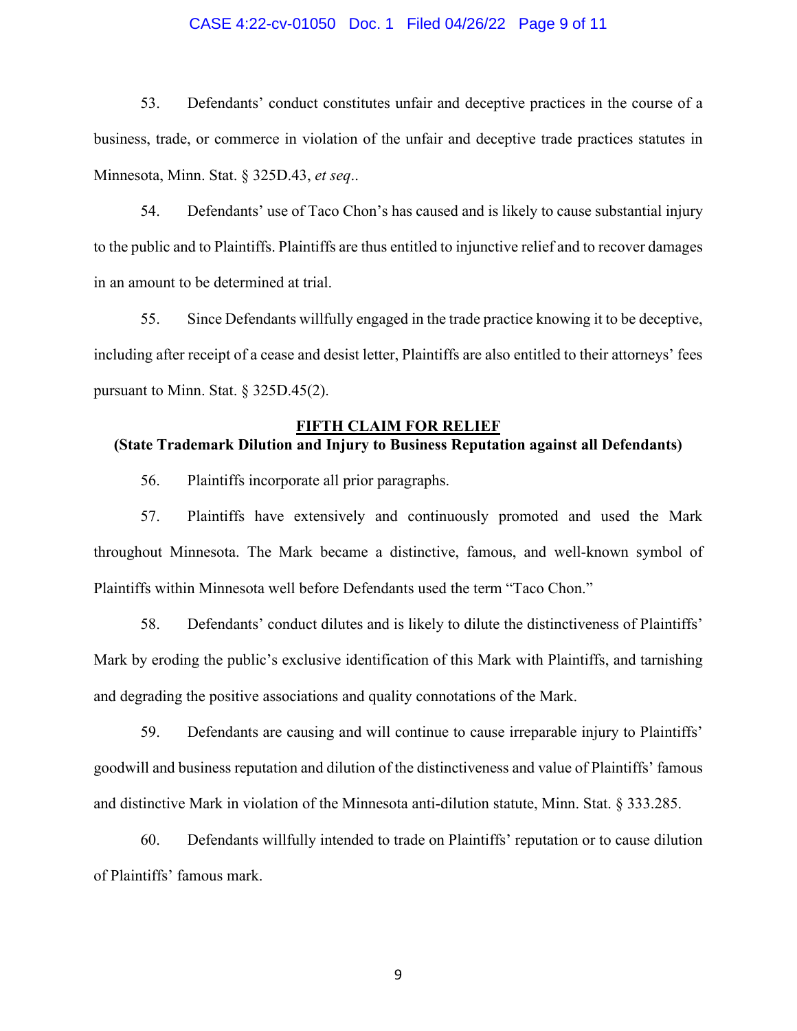53. Defendants' conduct constitutes unfair and deceptive practices in the course of a business, trade, or commerce in violation of the unfair and deceptive trade practices statutes in Minnesota, Minn. Stat. § 325D.43, *et seq*..

54. Defendants' use of Taco Chon's has caused and is likely to cause substantial injury to the public and to Plaintiffs. Plaintiffs are thus entitled to injunctive relief and to recover damages in an amount to be determined at trial.

55. Since Defendants willfully engaged in the trade practice knowing it to be deceptive, including after receipt of a cease and desist letter, Plaintiffs are also entitled to their attorneys' fees pursuant to Minn. Stat. § 325D.45(2).

**FIFTH CLAIM FOR RELIEF**
**(State Trademark Dilution and Injury to Business Reputation against all Defendants)**

56. Plaintiffs incorporate all prior paragraphs.

57. Plaintiffs have extensively and continuously promoted and used the Mark throughout Minnesota. The Mark became a distinctive, famous, and well-known symbol of Plaintiffs within Minnesota well before Defendants used the term "Taco Chon."

58. Defendants' conduct dilutes and is likely to dilute the distinctiveness of Plaintiffs' Mark by eroding the public's exclusive identification of this Mark with Plaintiffs, and tarnishing and degrading the positive associations and quality connotations of the Mark.

59. Defendants are causing and will continue to cause irreparable injury to Plaintiffs' goodwill and business reputation and dilution of the distinctiveness and value of Plaintiffs' famous and distinctive Mark in violation of the Minnesota anti-dilution statute, Minn. Stat. § 333.285.

60. Defendants willfully intended to trade on Plaintiffs' reputation or to cause dilution of Plaintiffs' famous mark.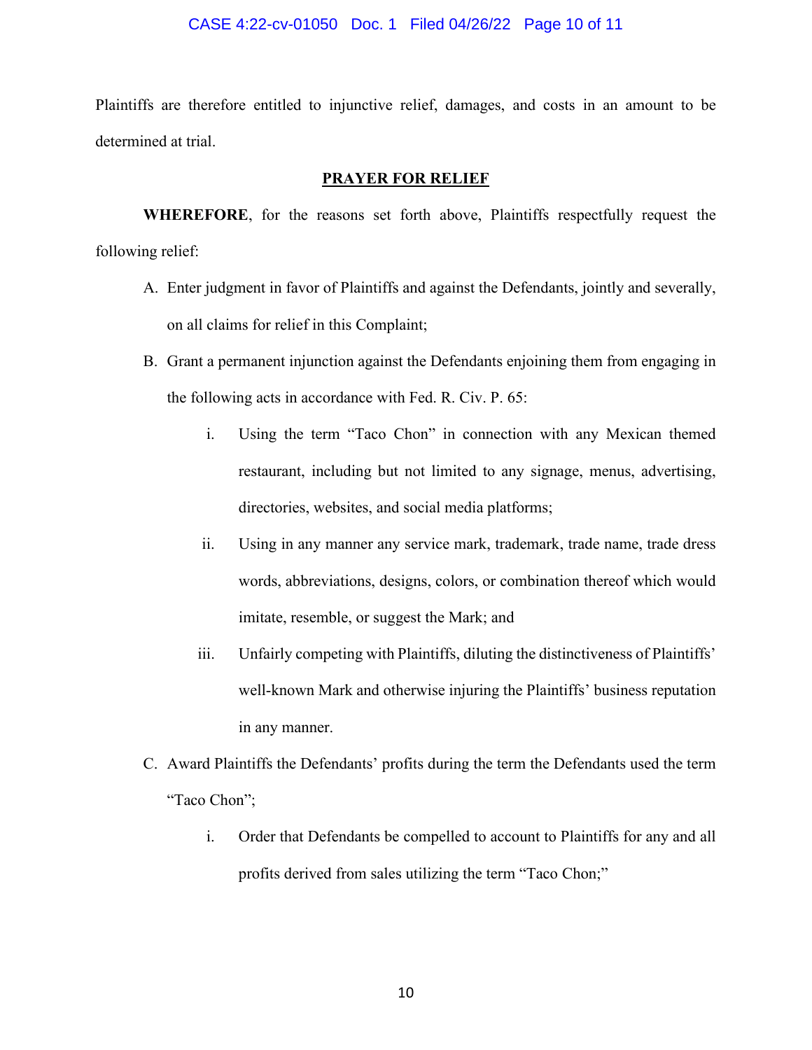Plaintiffs are therefore entitled to injunctive relief, damages, and costs in an amount to be determined at trial.

## PRAYER FOR RELIEF

**WHEREFORE**, for the reasons set forth above, Plaintiffs respectfully request the following relief:

A. Enter judgment in favor of Plaintiffs and against the Defendants, jointly and severally, on all claims for relief in this Complaint;

B. Grant a permanent injunction against the Defendants enjoining them from engaging in the following acts in accordance with Fed. R. Civ. P. 65:

   i. Using the term "Taco Chon" in connection with any Mexican themed restaurant, including but not limited to any signage, menus, advertising, directories, websites, and social media platforms;

   ii. Using in any manner any service mark, trademark, trade name, trade dress words, abbreviations, designs, colors, or combination thereof which would imitate, resemble, or suggest the Mark; and

   iii. Unfairly competing with Plaintiffs, diluting the distinctiveness of Plaintiffs' well-known Mark and otherwise injuring the Plaintiffs' business reputation in any manner.

C. Award Plaintiffs the Defendants' profits during the term the Defendants used the term "Taco Chon";

   i. Order that Defendants be compelled to account to Plaintiffs for any and all profits derived from sales utilizing the term "Taco Chon;"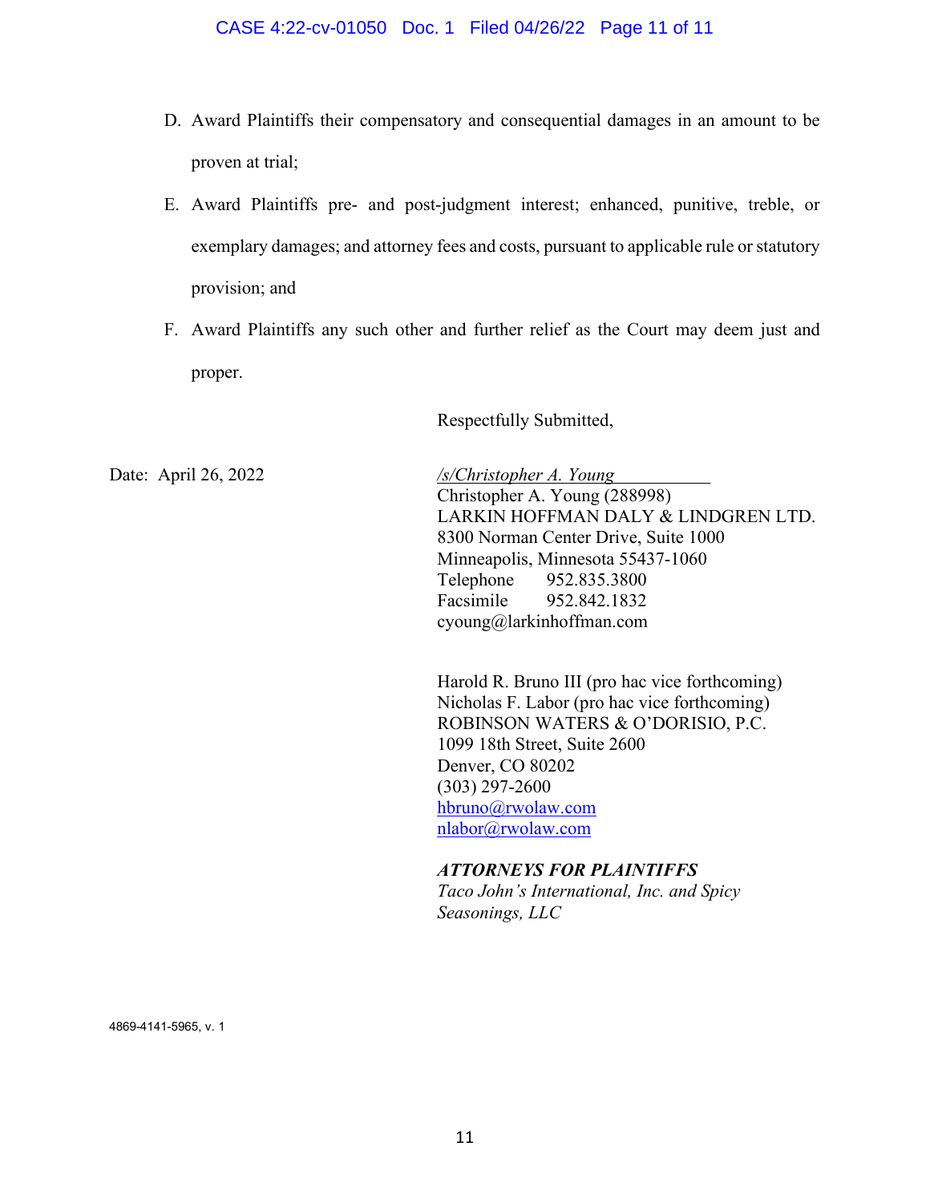D. Award Plaintiffs their compensatory and consequential damages in an amount to be proven at trial;

E. Award Plaintiffs pre- and post-judgment interest; enhanced, punitive, treble, or exemplary damages; and attorney fees and costs, pursuant to applicable rule or statutory provision; and

F. Award Plaintiffs any such other and further relief as the Court may deem just and proper.

Respectfully Submitted,

Date: April 26, 2022

*/s/Christopher A. Young*
Christopher A. Young (288998)
LARKIN HOFFMAN DALY & LINDGREN LTD.
8300 Norman Center Drive, Suite 1000
Minneapolis, Minnesota 55437-1060
Telephone 952.835.3800
Facsimile 952.842.1832
cyoung@larkinhoffman.com

Harold R. Bruno III (pro hac vice forthcoming)
Nicholas F. Labor (pro hac vice forthcoming)
ROBINSON WATERS & O'DORISIO, P.C.
1099 18th Street, Suite 2600
Denver, CO 80202
(303) 297-2600
hbruno@rwolaw.com
nlabor@rwolaw.com

***ATTORNEYS FOR PLAINTIFFS***
*Taco John's International, Inc. and Spicy Seasonings, LLC*

4869-4141-5965, v. 1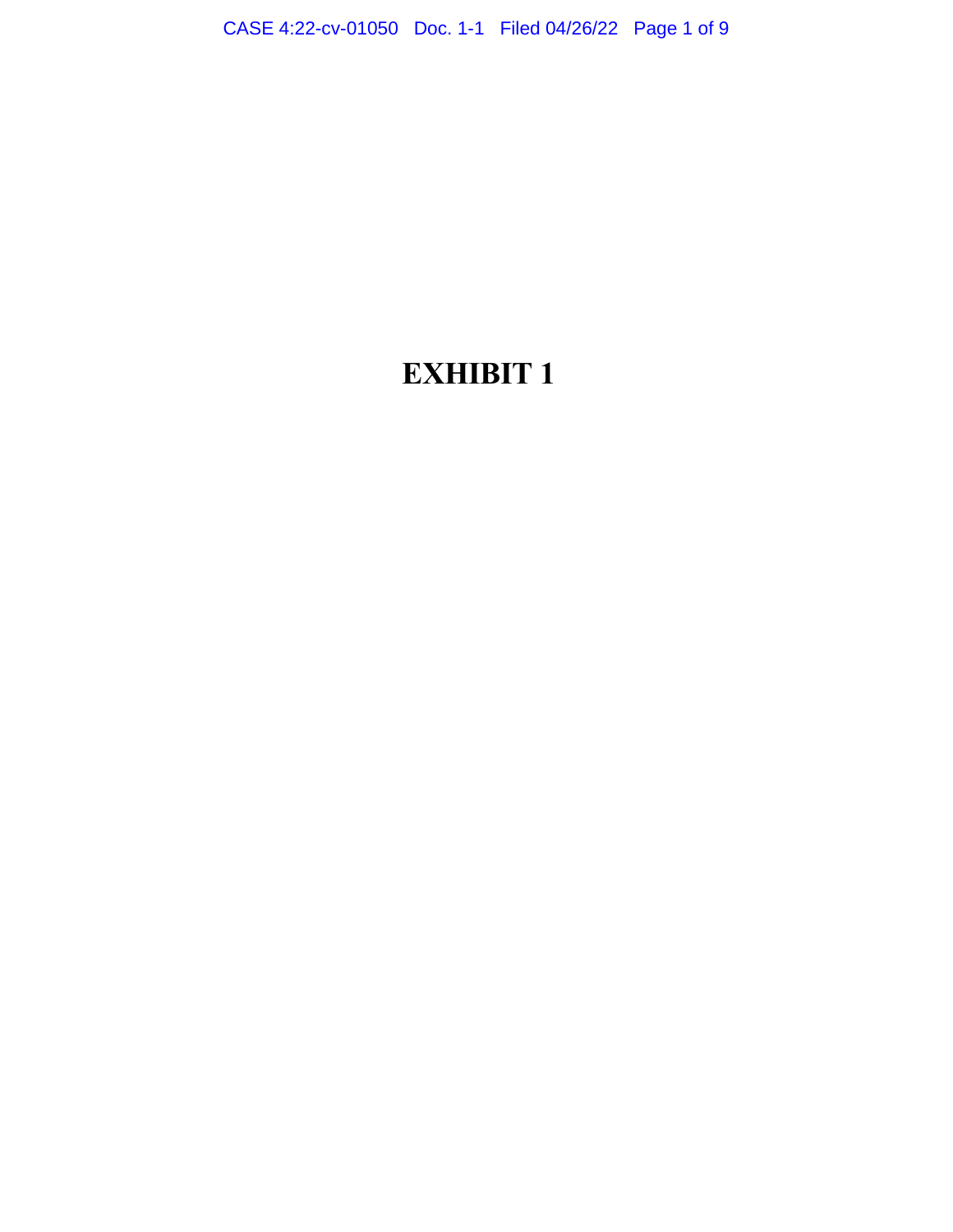# EXHIBIT 1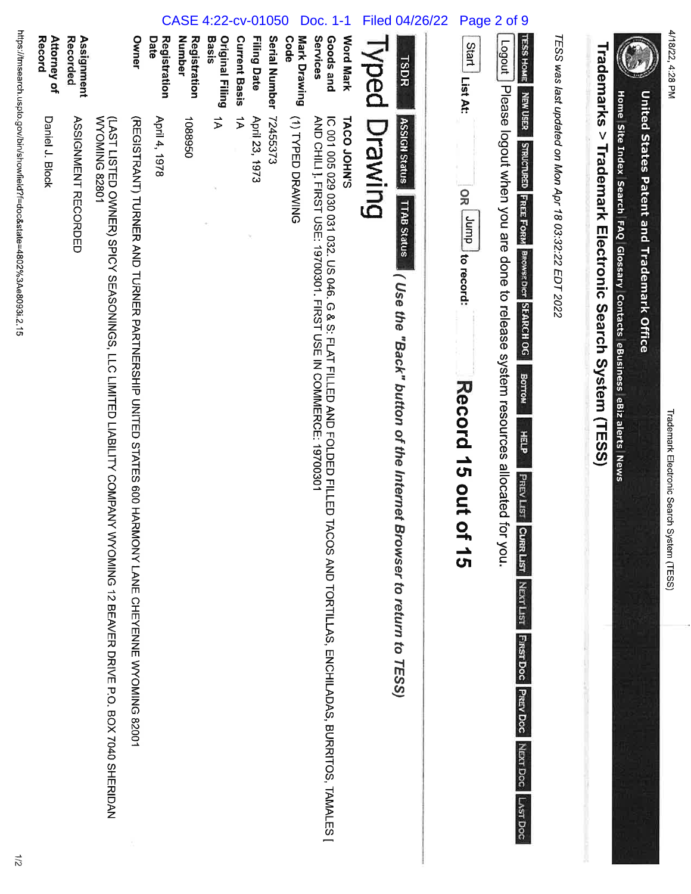# Trademarks > Trademark Electronic Search System (TESS)

TESS HOME | NEW USER | STRUCTURED | FREE FORM | BROWSE DICT | SEARCH OG | BOTTOM | HELP | PREV LIST | CURR LIST | NEXT LIST | FIRST DOC | PREV DOC | NEXT DOC | LAST DOC

*TESS was last updated on Mon Apr 18 03:32:22 EDT 2022*

Logout Please logout when you are done to release system resources allocated for you.

Start List At: OR Jump to record: **Record 15 out of 15**

TSDR | ASSIGN Status | TTAB Status | ***( Use the "Back" button of the Internet Browser to return to TESS)***

# Typed Drawing

| | |
|---|---|
| **Word Mark** | **TACO JOHN'S** |
| **Goods and Services** | IC 001 005 029 030 031 032. US 046. G & S: FLAT FILLED AND FOLDED FILLED TACOS AND TORTILLAS, ENCHILADAS, BURRITOS, TAMALES [ AND CHILI ]. FIRST USE: 19700301. FIRST USE IN COMMERCE: 19700301 |
| **Mark Drawing Code** | (1) TYPED DRAWING |
| **Serial Number** | 72455373 |
| **Filing Date** | April 23, 1973 |
| **Current Basis** | 1A |
| **Original Filing Basis** | 1A |
| **Registration Number** | 1088950 |
| **Registration Date** | April 4, 1978 |
| **Owner** | (REGISTRANT) TURNER AND TURNER PARTNERSHIP UNITED STATES 600 HARMONY LANE CHEYENNE WYOMING 82001<br><br>(LAST LISTED OWNER) SPICY SEASONINGS, LLC LIMITED LIABILITY COMPANY WYOMING 12 BEAVER DRIVE P.O. BOX 7040 SHERIDAN WYOMING 82801 |
| **Assignment Recorded** | ASSIGNMENT RECORDED |
| **Attorney of Record** | Daniel J. Block |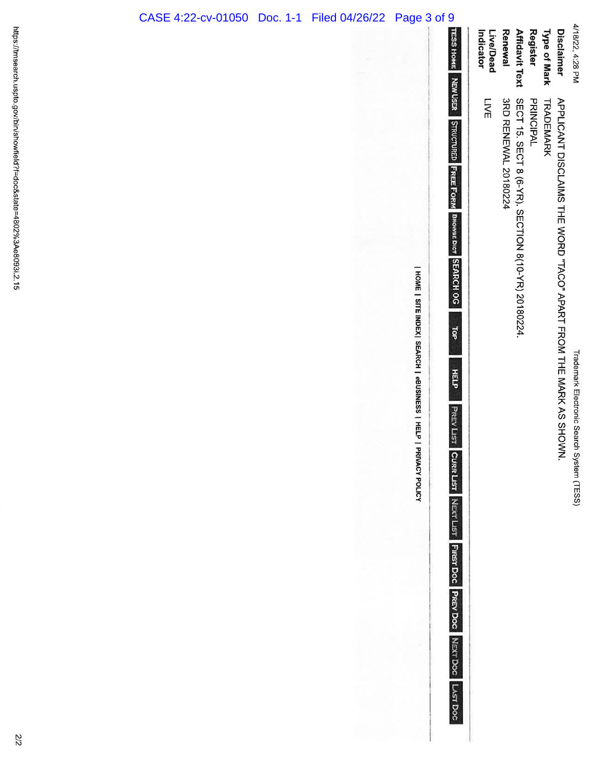| | |
|---|---|
| **Disclaimer** | APPLICANT DISCLAIMS THE WORD "TACO" APART FROM THE MARK AS SHOWN. |
| **Type of Mark** | TRADEMARK |
| **Register** | PRINCIPAL |
| **Affidavit Text** | SECT 15. SECT 8 (6-YR). SECTION 8(10-YR) 20180224. |
| **Renewal** | 3RD RENEWAL 20180224 |
| **Live/Dead Indicator** | LIVE |

TESS HOME | NEW USER | STRUCTURED | FREE FORM | BROWSE DICT | SEARCH OG | TOP | HELP | PREV LIST | CURR LIST | NEXT LIST | FIRST DOC | PREV DOC | NEXT DOC | LAST DOC

| HOME | SITE INDEX| SEARCH | eBUSINESS | HELP | PRIVACY POLICY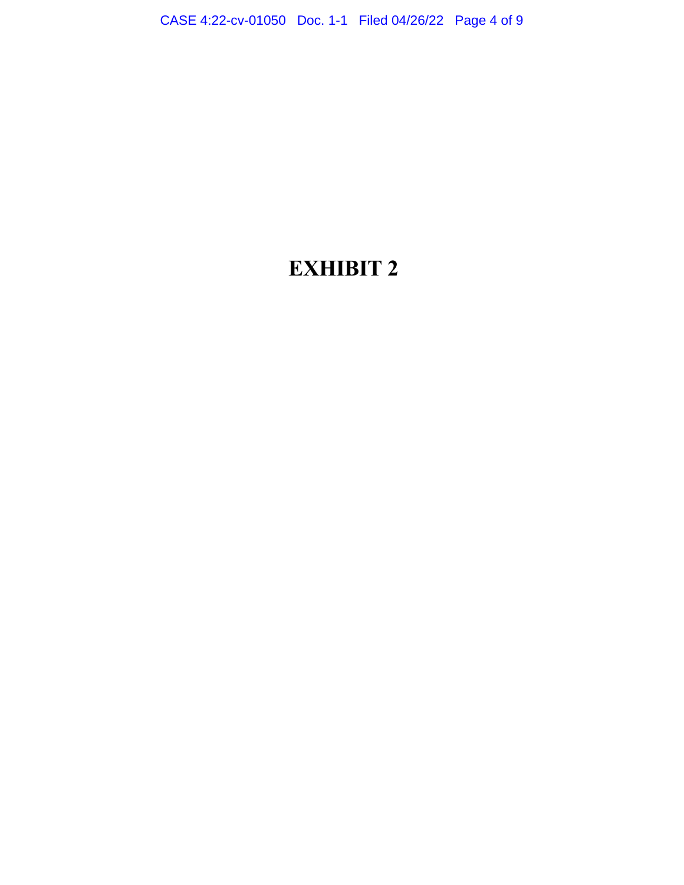# EXHIBIT 2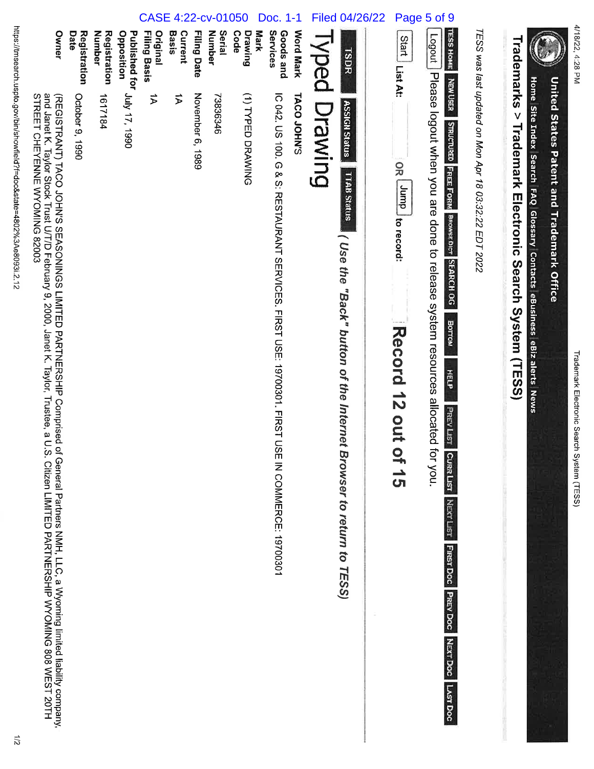# United States Patent and Trademark Office

Home | Site Index | Search | FAQ | Glossary | Contacts | eBusiness | eBiz alerts | News

## Trademarks > Trademark Electronic Search System (TESS)

*TESS was last updated on Mon Apr 18 03:32:22 EDT 2022*

TESS HOME | NEW USER | STRUCTURED | FREE FORM | BROWSE DICT | SEARCH OG | BOTTOM | HELP | PREV LIST | CURR LIST | NEXT LIST | FIRST DOC | PREV DOC | NEXT DOC | LAST DOC

Logout Please logout when you are done to release system resources allocated for you.

Start List At: OR Jump to record: **Record 12 out of 15**

TSDR | ASSIGN Status | TTAB Status ***( Use the "Back" button of the Internet Browser to return to TESS)***

# Typed Drawing

| | |
|---|---|
| **Word Mark** | **TACO JOHN'S** |
| **Goods and Services** | IC 042. US 100. G & S: RESTAURANT SERVICES. FIRST USE: 19700301. FIRST USE IN COMMERCE: 19700301 |
| **Mark Drawing Code** | (1) TYPED DRAWING |
| **Serial Number** | 73836346 |
| **Filing Date** | November 6, 1989 |
| **Current Basis** | 1A |
| **Original Filing Basis** | 1A |
| **Published for Opposition** | July 17, 1990 |
| **Registration Number** | 1617184 |
| **Registration Date** | October 9, 1990 |
| **Owner** | (REGISTRANT) TACO JOHN'S SEASONINGS LIMITED PARTNERSHIP Comprised of General Partners NMH, LLC, a Wyoming limited liability company, and Janet K. Taylor Stock Trust U/T/D February 9, 2000, Janet K. Taylor, Trustee, a U.S. Citizen LIMITED PARTNERSHIP WYOMING 808 WEST 20TH STREET CHEYENNE WYOMING 82003 |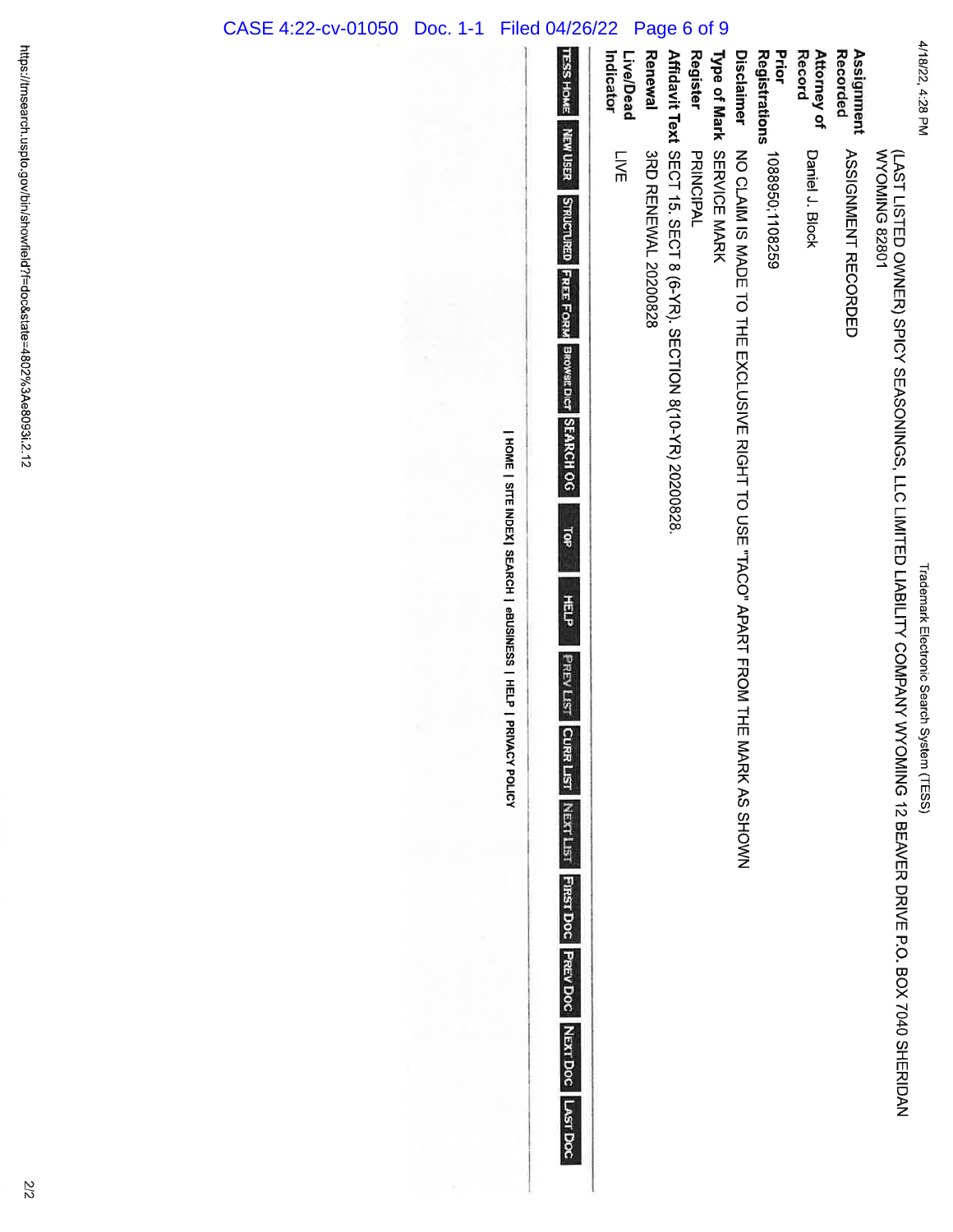(LAST LISTED OWNER) SPICY SEASONINGS, LLC LIMITED LIABILITY COMPANY WYOMING 12 BEAVER DRIVE P.O. BOX 7040 SHERIDAN WYOMING 82801

| | |
|---|---|
| **Assignment Recorded** | ASSIGNMENT RECORDED |
| **Attorney of Record** | Daniel J. Block |
| **Prior Registrations** | 1088950;1108259 |
| **Disclaimer** | NO CLAIM IS MADE TO THE EXCLUSIVE RIGHT TO USE "TACO" APART FROM THE MARK AS SHOWN |
| **Type of Mark** | SERVICE MARK |
| **Register** | PRINCIPAL |
| **Affidavit Text** | SECT 15. SECT 8 (6-YR). SECTION 8(10-YR) 20200828. |
| **Renewal** | 3RD RENEWAL 20200828 |
| **Live/Dead Indicator** | LIVE |

TESS HOME | NEW USER | STRUCTURED | FREE FORM | BROWSE DICT | SEARCH OG | TOP | HELP | PREV LIST | CURR LIST | NEXT LIST | FIRST DOC | PREV DOC | NEXT DOC | LAST DOC

| HOME | SITE INDEX| SEARCH | eBUSINESS | HELP | PRIVACY POLICY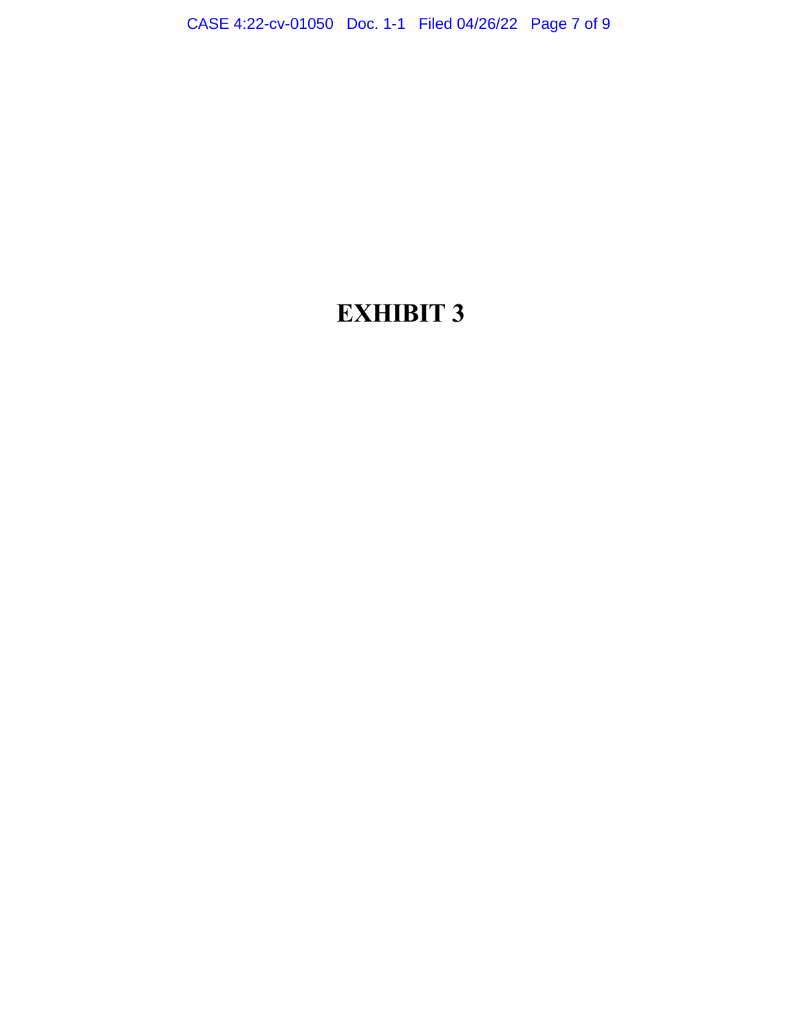# EXHIBIT 3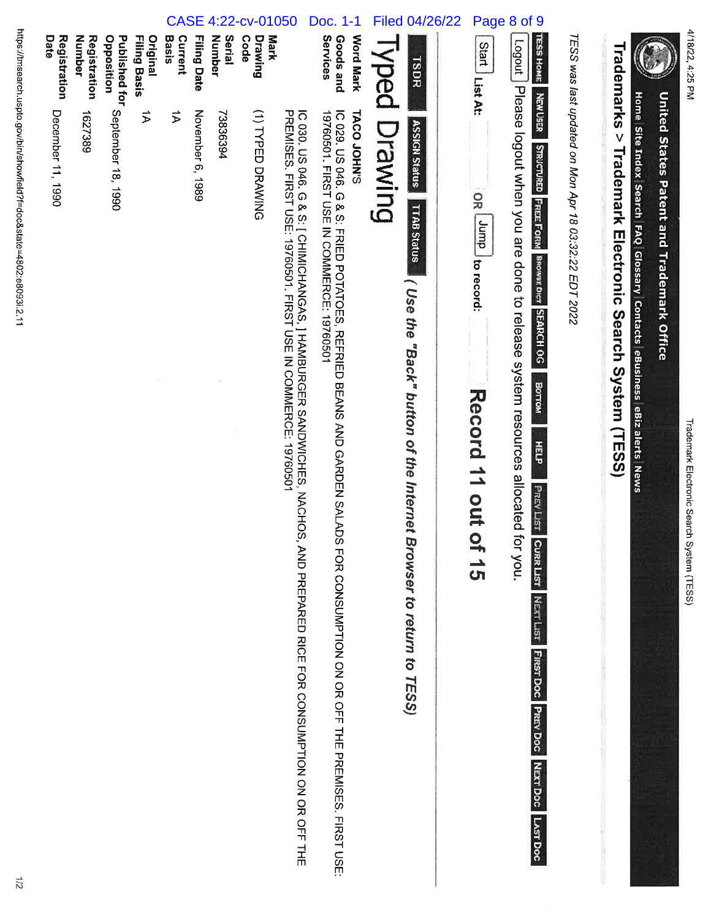# United States Patent and Trademark Office

Home | Site Index | Search | FAQ | Glossary | Contacts | eBusiness | eBiz alerts | News

## Trademarks > Trademark Electronic Search System (TESS)

*TESS was last updated on Mon Apr 18 03:32:22 EDT 2022*

TESS HOME | NEW USER | STRUCTURED | FREE FORM | BROWSE DICT | SEARCH OG | BOTTOM | HELP | PREV LIST | CURR LIST | NEXT LIST | FIRST DOC | PREV DOC | NEXT DOC | LAST DOC

Logout Please logout when you are done to release system resources allocated for you.

Start List At: OR Jump to record: **Record 11 out of 15**

TSDR | ASSIGN Status | TTAB Status ***( Use the "Back" button of the Internet Browser to return to TESS)***

# Typed Drawing

| | |
|---|---|
| **Word Mark** | TACO JOHN'S |
| **Goods and Services** | IC 029. US 046. G & S: FRIED POTATOES, REFRIED BEANS AND GARDEN SALADS FOR CONSUMPTION ON OR OFF THE PREMISES. FIRST USE: 19760501. FIRST USE IN COMMERCE: 19760501<br>IC 030. US 046. G & S: [ CHIMICHANGAS, ] HAMBURGER SANDWICHES, NACHOS, AND PREPARED RICE FOR CONSUMPTION ON OR OFF THE PREMISES. FIRST USE: 19760501. FIRST USE IN COMMERCE: 19760501 |
| **Mark Drawing Code** | (1) TYPED DRAWING |
| **Serial Number** | 73836394 |
| **Filing Date** | November 6, 1989 |
| **Current Basis** | 1A |
| **Original Filing Basis** | 1A |
| **Published for Opposition** | September 18, 1990 |
| **Registration Number** | 1627389 |
| **Registration Date** | December 11, 1990 |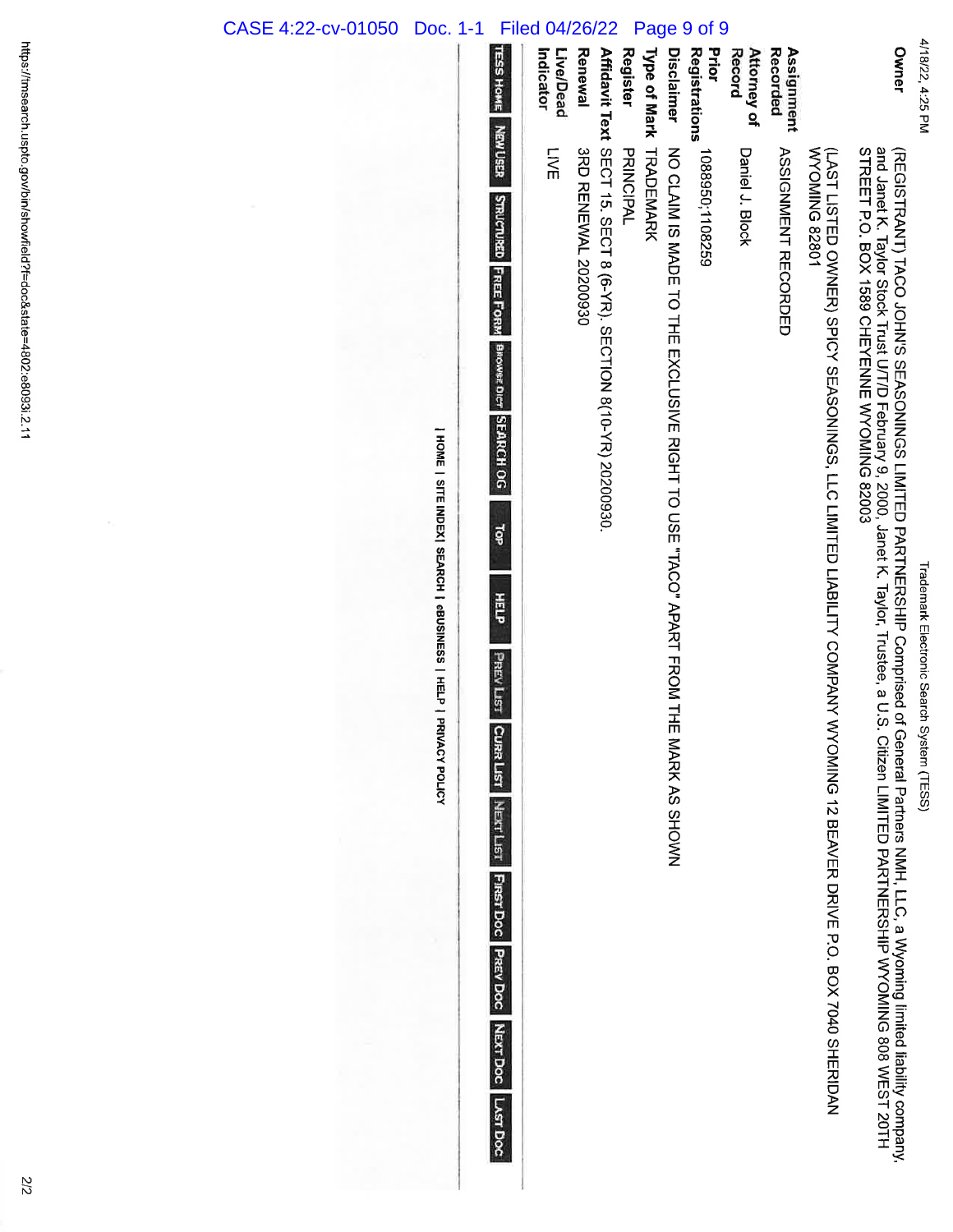| | |
|---|---|
| **Owner** | (REGISTRANT) TACO JOHN'S SEASONINGS LIMITED PARTNERSHIP Comprised of General Partners NMH, LLC, a Wyoming limited liability company, and Janet K. Taylor Stock Trust U/T/D February 9, 2000, Janet K. Taylor, Trustee, a U.S. Citizen LIMITED PARTNERSHIP WYOMING 808 WEST 20TH STREET P.O. BOX 1589 CHEYENNE WYOMING 82003<br><br>(LAST LISTED OWNER) SPICY SEASONINGS, LLC LIMITED LIABILITY COMPANY WYOMING 12 BEAVER DRIVE P.O. BOX 7040 SHERIDAN WYOMING 82801 |
| **Assignment Recorded** | ASSIGNMENT RECORDED |
| **Attorney of Record** | Daniel J. Block |
| **Prior Registrations** | 1088950;1108259 |
| **Disclaimer** | NO CLAIM IS MADE TO THE EXCLUSIVE RIGHT TO USE "TACO" APART FROM THE MARK AS SHOWN |
| **Type of Mark** | TRADEMARK |
| **Register** | PRINCIPAL |
| **Affidavit Text** | SECT 15. SECT 8 (6-YR). SECTION 8(10-YR) 20200930. |
| **Renewal** | 3RD RENEWAL 20200930 |
| **Live/Dead Indicator** | LIVE |

TESS HOME | NEW USER | STRUCTURED | FREE FORM | BROWSE DICT | SEARCH OG | TOP | HELP | PREV LIST | CURR LIST | NEXT LIST | FIRST DOC | PREV DOC | NEXT DOC | LAST DOC

| HOME | SITE INDEX| SEARCH | eBUSINESS | HELP | PRIVACY POLICY